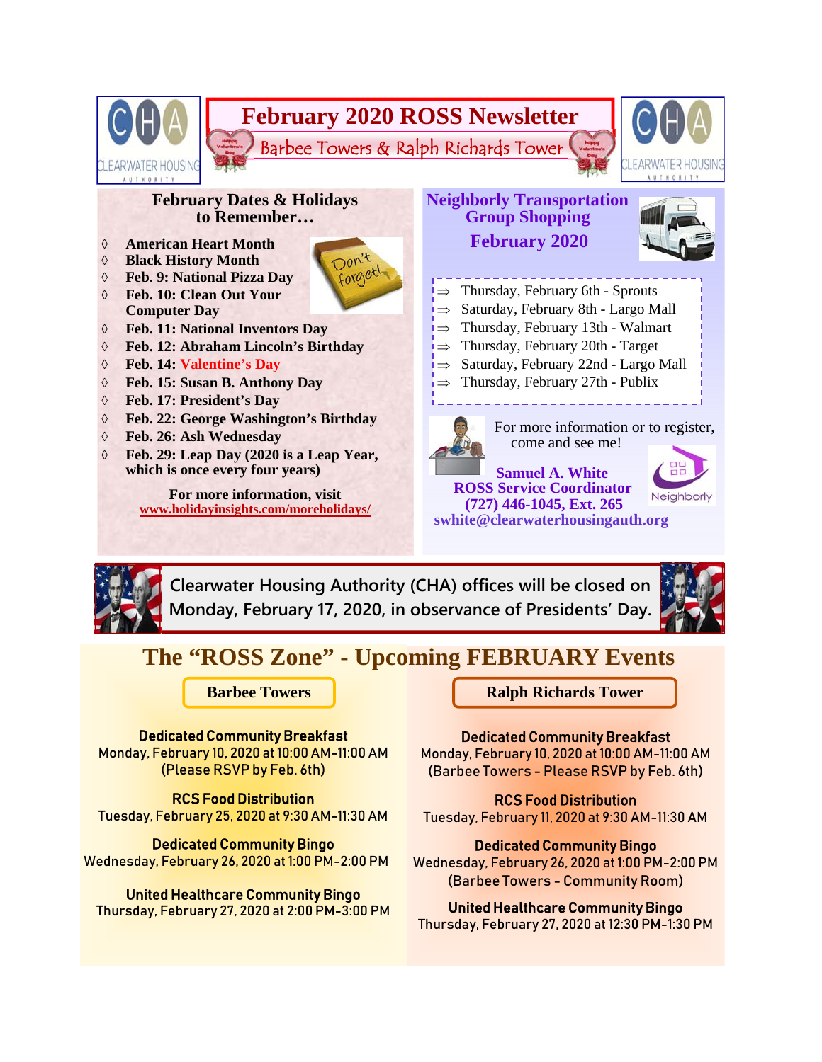# February 2020 ROSS Newsletter

## Barbee Towers & Ralph Richards Tower

### February Dates & Holidays to Remember…

- **American Heart Month**
- **Black History Month**
- **Feb. 9: National Pizza Day**
- **Feb. 10: Clean Out Your Computer Day**
- **Feb. 11: National Inventors Day**
- **Feb. 12: Abraham Lincoln's Birthday**
- **Feb. 14: Valentine's Day**
- **Feb. 15: Susan B. Anthony Day**
- **Feb. 17: President's Day**
- **Feb. 22: George Washington's Birthday**
- **Feb. 26: Ash Wednesday**
- **Feb. 29: Leap Day (2020 is a Leap Year, which is once every four years)**

**For more information, visit**
**www.holidayinsights.com/moreholidays/**

### Neighborly Transportation Group Shopping February 2020

- ⇒ Thursday, February 6th - Sprouts
- ⇒ Saturday, February 8th - Largo Mall
- ⇒ Thursday, February 13th - Walmart
- ⇒ Thursday, February 20th - Target
- ⇒ Saturday, February 22nd - Largo Mall
- ⇒ Thursday, February 27th - Publix

For more information or to register, come and see me!

**Samuel A. White**
**ROSS Service Coordinator**
**(727) 446-1045, Ext. 265**
**swhite@clearwaterhousingauth.org**

Clearwater Housing Authority (CHA) offices will be closed on Monday, February 17, 2020, in observance of Presidents' Day.

## The "ROSS Zone" - Upcoming FEBRUARY Events

### Barbee Towers

**Dedicated Community Breakfast**
Monday, February 10, 2020 at 10:00 AM-11:00 AM
(Please RSVP by Feb. 6th)

**RCS Food Distribution**
Tuesday, February 25, 2020 at 9:30 AM-11:30 AM

**Dedicated Community Bingo**
Wednesday, February 26, 2020 at 1:00 PM-2:00 PM

**United Healthcare Community Bingo**
Thursday, February 27, 2020 at 2:00 PM-3:00 PM

### Ralph Richards Tower

**Dedicated Community Breakfast**
Monday, February 10, 2020 at 10:00 AM-11:00 AM
(Barbee Towers - Please RSVP by Feb. 6th)

**RCS Food Distribution**
Tuesday, February 11, 2020 at 9:30 AM-11:30 AM

**Dedicated Community Bingo**
Wednesday, February 26, 2020 at 1:00 PM-2:00 PM
(Barbee Towers - Community Room)

**United Healthcare Community Bingo**
Thursday, February 27, 2020 at 12:30 PM-1:30 PM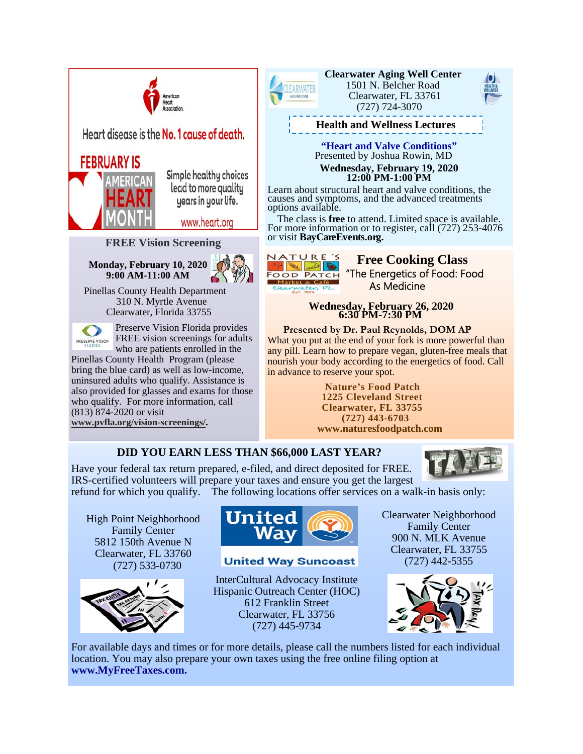American Heart Association.

Heart disease is the **No. 1 cause of death.**

**FEBRUARY IS AMERICAN HEART MONTH**

Simple healthy choices lead to more quality years in your life.

www.heart.org

## FREE Vision Screening

**Monday, February 10, 2020**
**9:00 AM-11:00 AM**

Pinellas County Health Department
310 N. Myrtle Avenue
Clearwater, Florida 33755

Preserve Vision Florida provides FREE vision screenings for adults who are patients enrolled in the Pinellas County Health Program (please bring the blue card) as well as low-income, uninsured adults who qualify. Assistance is also provided for glasses and exams for those who qualify. For more information, call (813) 874-2020 or visit **www.pvfla.org/vision-screenings/.**

**Clearwater Aging Well Center**
1501 N. Belcher Road
Clearwater, FL 33761
(727) 724-3070

## Health and Wellness Lectures

**"Heart and Valve Conditions"**
Presented by Joshua Rowin, MD
**Wednesday, February 19, 2020**
**12:00 PM-1:00 PM**

Learn about structural heart and valve conditions, the causes and symptoms, and the advanced treatments options available.

The class is **free** to attend. Limited space is available. For more information or to register, call (727) 253-4076 or visit **BayCareEvents.org.**

## Free Cooking Class

"The Energetics of Food: Food As Medicine"

**Wednesday, February 26, 2020**
**6:30 PM-7:30 PM**

**Presented by Dr. Paul Reynolds, DOM AP**

What you put at the end of your fork is more powerful than any pill. Learn how to prepare vegan, gluten-free meals that nourish your body according to the energetics of food. Call in advance to reserve your spot.

**Nature's Food Patch**
**1225 Cleveland Street**
**Clearwater, FL 33755**
**(727) 443-6703**
**www.naturesfoodpatch.com**

## DID YOU EARN LESS THAN $66,000 LAST YEAR?

Have your federal tax return prepared, e-filed, and direct deposited for FREE. IRS-certified volunteers will prepare your taxes and ensure you get the largest refund for which you qualify. The following locations offer services on a walk-in basis only:

High Point Neighborhood Family Center
5812 150th Avenue N
Clearwater, FL 33760
(727) 533-0730

United Way Suncoast

InterCultural Advocacy Institute
Hispanic Outreach Center (HOC)
612 Franklin Street
Clearwater, FL 33756
(727) 445-9734

Clearwater Neighborhood Family Center
900 N. MLK Avenue
Clearwater, FL 33755
(727) 442-5355

For available days and times or for more details, please call the numbers listed for each individual location. You may also prepare your own taxes using the free online filing option at **www.MyFreeTaxes.com.**